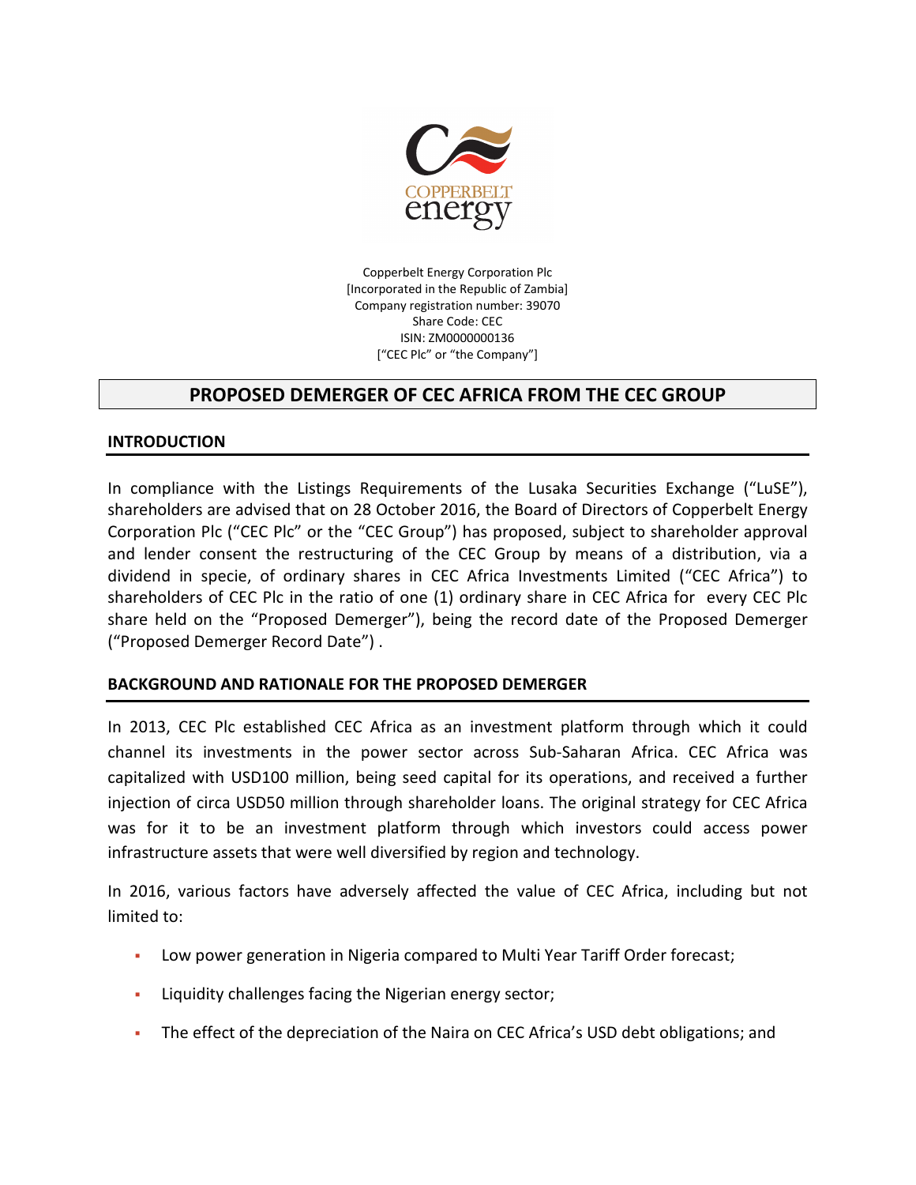Copperbelt Energy Corporation Plc
[Incorporated in the Republic of Zambia]
Company registration number: 39070
Share Code: CEC
ISIN: ZM0000000136
["CEC Plc" or "the Company"]

# PROPOSED DEMERGER OF CEC AFRICA FROM THE CEC GROUP

## INTRODUCTION

In compliance with the Listings Requirements of the Lusaka Securities Exchange ("LuSE"), shareholders are advised that on 28 October 2016, the Board of Directors of Copperbelt Energy Corporation Plc ("CEC Plc" or the "CEC Group") has proposed, subject to shareholder approval and lender consent the restructuring of the CEC Group by means of a distribution, via a dividend in specie, of ordinary shares in CEC Africa Investments Limited ("CEC Africa") to shareholders of CEC Plc in the ratio of one (1) ordinary share in CEC Africa for every CEC Plc share held on the "Proposed Demerger"), being the record date of the Proposed Demerger ("Proposed Demerger Record Date") .

## BACKGROUND AND RATIONALE FOR THE PROPOSED DEMERGER

In 2013, CEC Plc established CEC Africa as an investment platform through which it could channel its investments in the power sector across Sub-Saharan Africa. CEC Africa was capitalized with USD100 million, being seed capital for its operations, and received a further injection of circa USD50 million through shareholder loans. The original strategy for CEC Africa was for it to be an investment platform through which investors could access power infrastructure assets that were well diversified by region and technology.

In 2016, various factors have adversely affected the value of CEC Africa, including but not limited to:

- Low power generation in Nigeria compared to Multi Year Tariff Order forecast;
- Liquidity challenges facing the Nigerian energy sector;
- The effect of the depreciation of the Naira on CEC Africa's USD debt obligations; and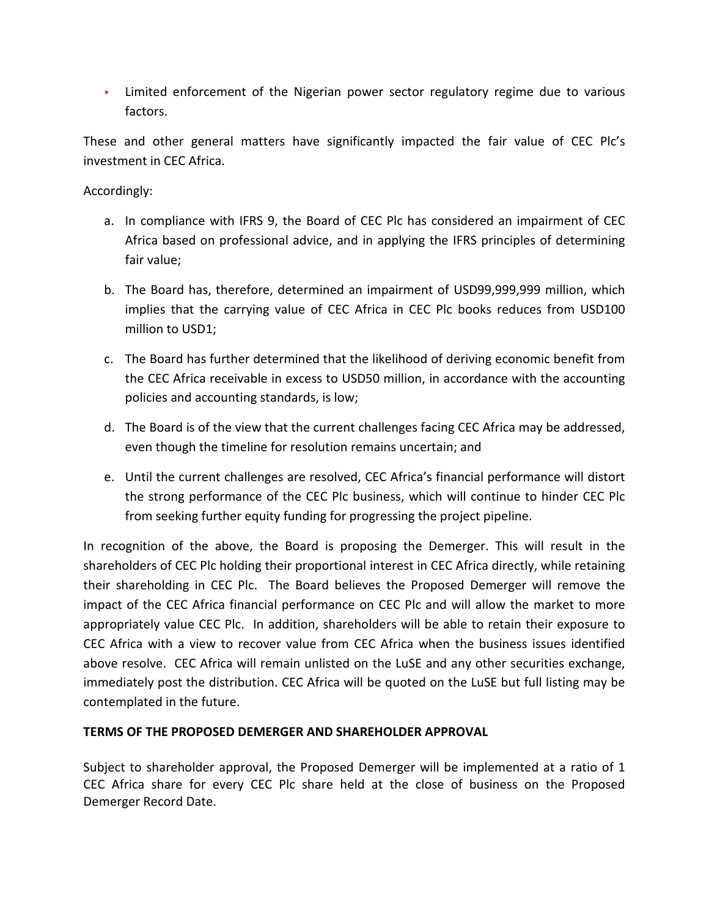- Limited enforcement of the Nigerian power sector regulatory regime due to various factors.

These and other general matters have significantly impacted the fair value of CEC Plc's investment in CEC Africa.

Accordingly:

a. In compliance with IFRS 9, the Board of CEC Plc has considered an impairment of CEC Africa based on professional advice, and in applying the IFRS principles of determining fair value;

b. The Board has, therefore, determined an impairment of USD99,999,999 million, which implies that the carrying value of CEC Africa in CEC Plc books reduces from USD100 million to USD1;

c. The Board has further determined that the likelihood of deriving economic benefit from the CEC Africa receivable in excess to USD50 million, in accordance with the accounting policies and accounting standards, is low;

d. The Board is of the view that the current challenges facing CEC Africa may be addressed, even though the timeline for resolution remains uncertain; and

e. Until the current challenges are resolved, CEC Africa's financial performance will distort the strong performance of the CEC Plc business, which will continue to hinder CEC Plc from seeking further equity funding for progressing the project pipeline.

In recognition of the above, the Board is proposing the Demerger. This will result in the shareholders of CEC Plc holding their proportional interest in CEC Africa directly, while retaining their shareholding in CEC Plc. The Board believes the Proposed Demerger will remove the impact of the CEC Africa financial performance on CEC Plc and will allow the market to more appropriately value CEC Plc. In addition, shareholders will be able to retain their exposure to CEC Africa with a view to recover value from CEC Africa when the business issues identified above resolve. CEC Africa will remain unlisted on the LuSE and any other securities exchange, immediately post the distribution. CEC Africa will be quoted on the LuSE but full listing may be contemplated in the future.

**TERMS OF THE PROPOSED DEMERGER AND SHAREHOLDER APPROVAL**

Subject to shareholder approval, the Proposed Demerger will be implemented at a ratio of 1 CEC Africa share for every CEC Plc share held at the close of business on the Proposed Demerger Record Date.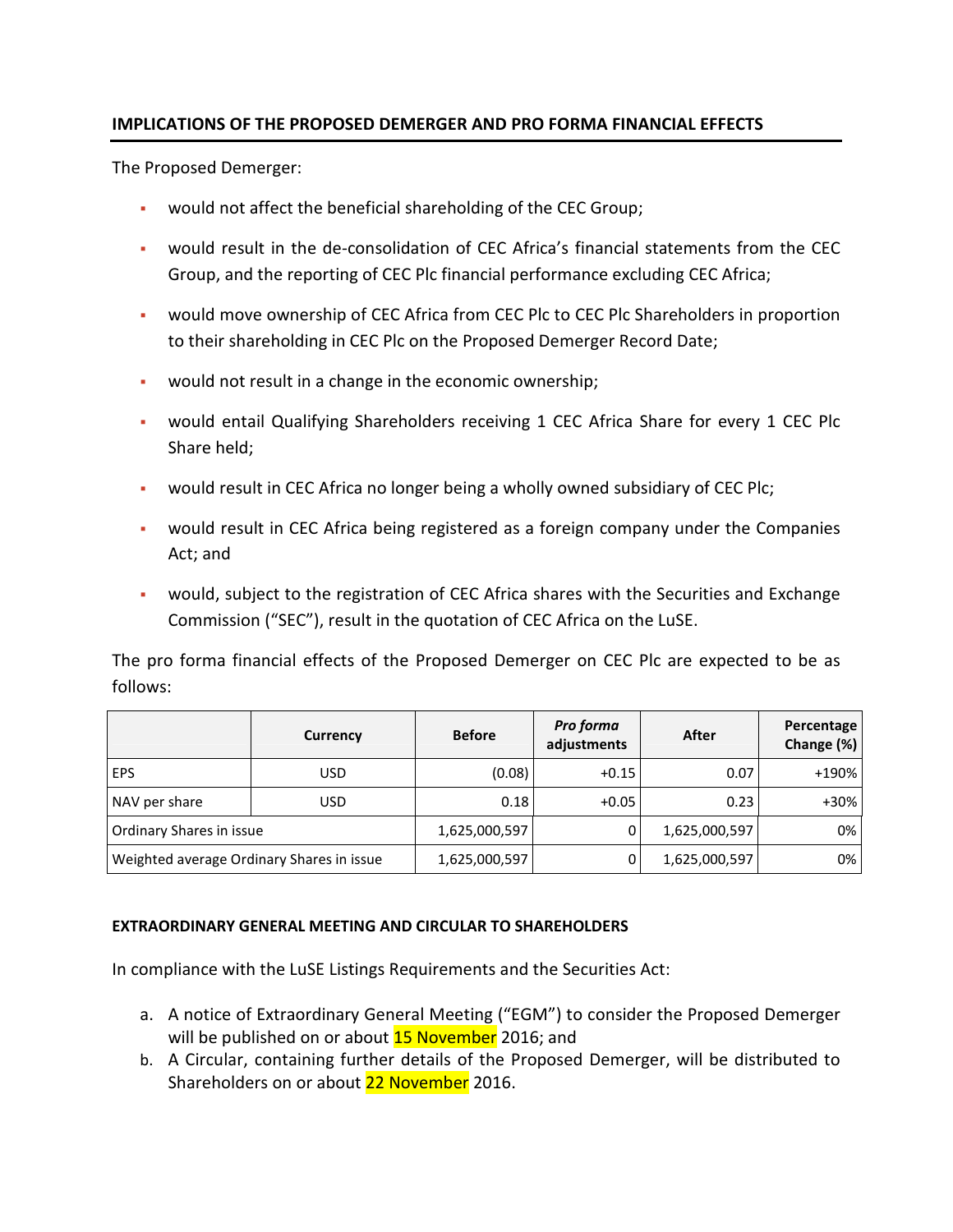## IMPLICATIONS OF THE PROPOSED DEMERGER AND PRO FORMA FINANCIAL EFFECTS

The Proposed Demerger:

- would not affect the beneficial shareholding of the CEC Group;
- would result in the de-consolidation of CEC Africa's financial statements from the CEC Group, and the reporting of CEC Plc financial performance excluding CEC Africa;
- would move ownership of CEC Africa from CEC Plc to CEC Plc Shareholders in proportion to their shareholding in CEC Plc on the Proposed Demerger Record Date;
- would not result in a change in the economic ownership;
- would entail Qualifying Shareholders receiving 1 CEC Africa Share for every 1 CEC Plc Share held;
- would result in CEC Africa no longer being a wholly owned subsidiary of CEC Plc;
- would result in CEC Africa being registered as a foreign company under the Companies Act; and
- would, subject to the registration of CEC Africa shares with the Securities and Exchange Commission ("SEC"), result in the quotation of CEC Africa on the LuSE.

The pro forma financial effects of the Proposed Demerger on CEC Plc are expected to be as follows:

| | Currency | Before | *Pro forma* adjustments | After | Percentage Change (%) |
|---|---|---|---|---|---|
| EPS | USD | (0.08) | +0.15 | 0.07 | +190% |
| NAV per share | USD | 0.18 | +0.05 | 0.23 | +30% |
| Ordinary Shares in issue | | 1,625,000,597 | 0 | 1,625,000,597 | 0% |
| Weighted average Ordinary Shares in issue | | 1,625,000,597 | 0 | 1,625,000,597 | 0% |

### EXTRAORDINARY GENERAL MEETING AND CIRCULAR TO SHAREHOLDERS

In compliance with the LuSE Listings Requirements and the Securities Act:

a. A notice of Extraordinary General Meeting ("EGM") to consider the Proposed Demerger will be published on or about 15 November 2016; and
b. A Circular, containing further details of the Proposed Demerger, will be distributed to Shareholders on or about 22 November 2016.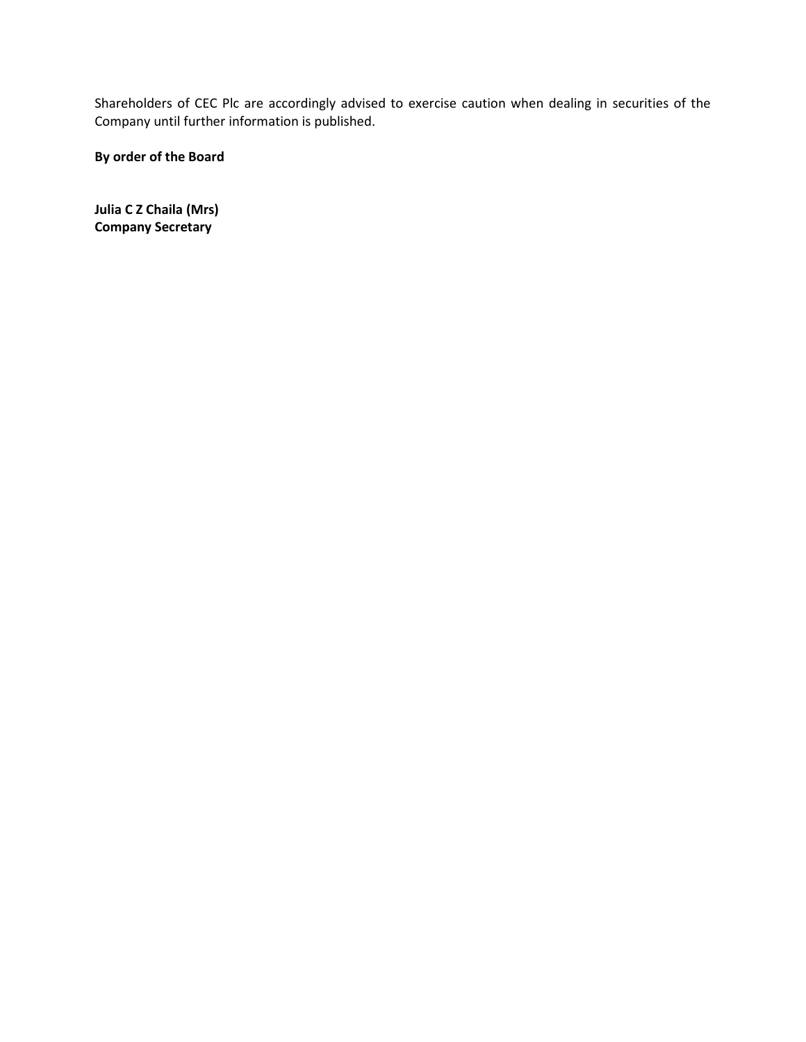Shareholders of CEC Plc are accordingly advised to exercise caution when dealing in securities of the Company until further information is published.

**By order of the Board**

**Julia C Z Chaila (Mrs)**
**Company Secretary**